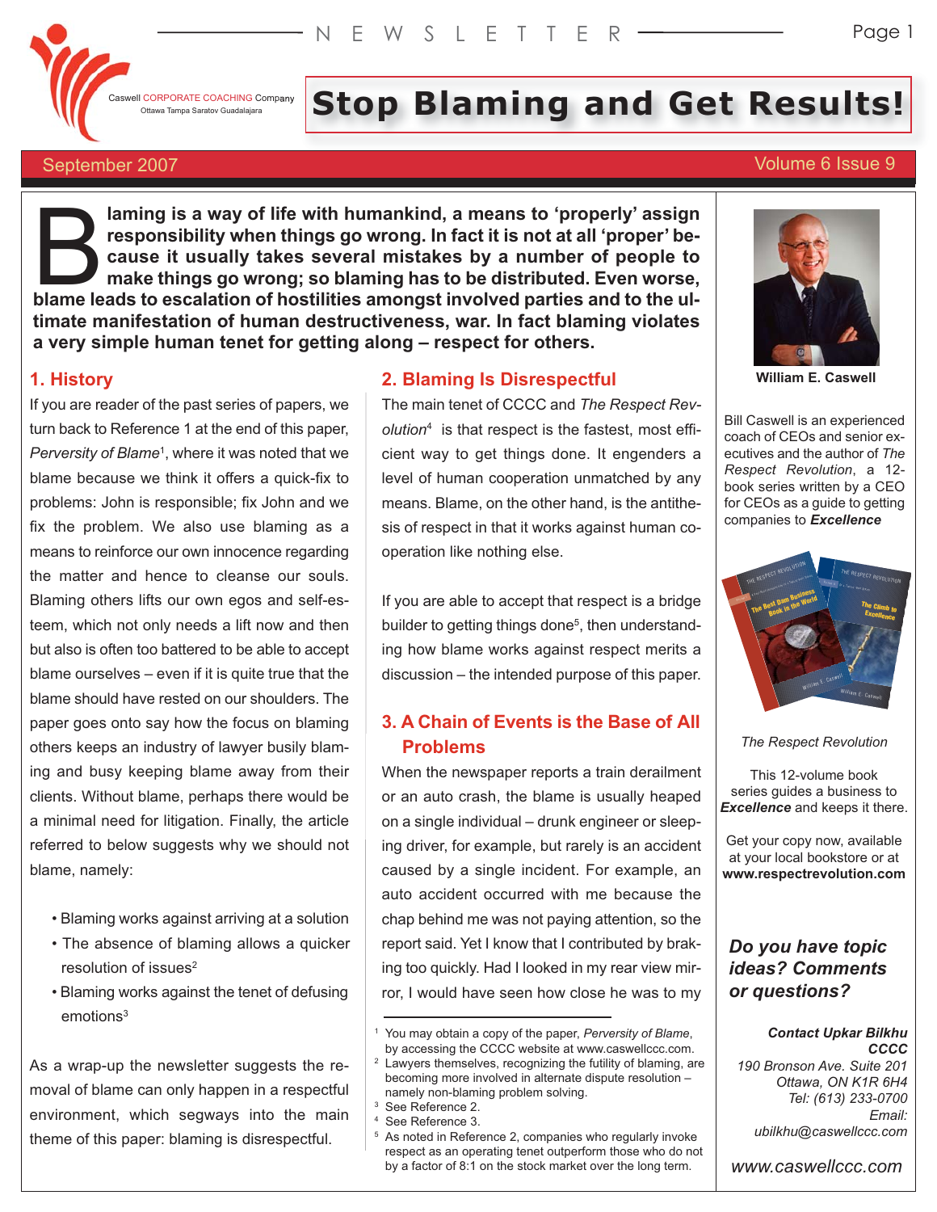Caswell CORPORATE COACHING Company
Ottawa Tampa Saratov Guadalajara

# Stop Blaming and Get Results!

September 2007 — Volume 6 Issue 9

**Blaming is a way of life with humankind, a means to 'properly' assign responsibility when things go wrong. In fact it is not at all 'proper' because it usually takes several mistakes by a number of people to make things go wrong; so blaming has to be distributed. Even worse, blame leads to escalation of hostilities amongst involved parties and to the ultimate manifestation of human destructiveness, war. In fact blaming violates a very simple human tenet for getting along – respect for others.**

## 1. History

If you are reader of the past series of papers, we turn back to Reference 1 at the end of this paper, *Perversity of Blame*[1], where it was noted that we blame because we think it offers a quick-fix to problems: John is responsible; fix John and we fix the problem. We also use blaming as a means to reinforce our own innocence regarding the matter and hence to cleanse our souls. Blaming others lifts our own egos and self-esteem, which not only needs a lift now and then but also is often too battered to be able to accept blame ourselves – even if it is quite true that the blame should have rested on our shoulders. The paper goes onto say how the focus on blaming others keeps an industry of lawyer busily blaming and busy keeping blame away from their clients. Without blame, perhaps there would be a minimal need for litigation. Finally, the article referred to below suggests why we should not blame, namely:

- Blaming works against arriving at a solution
- The absence of blaming allows a quicker resolution of issues[2]
- Blaming works against the tenet of defusing emotions[3]

As a wrap-up the newsletter suggests the removal of blame can only happen in a respectful environment, which segways into the main theme of this paper: blaming is disrespectful.

## 2. Blaming Is Disrespectful

The main tenet of CCCC and *The Respect Revolution*[4] is that respect is the fastest, most efficient way to get things done. It engenders a level of human cooperation unmatched by any means. Blame, on the other hand, is the antithesis of respect in that it works against human cooperation like nothing else.

If you are able to accept that respect is a bridge builder to getting things done[5], then understanding how blame works against respect merits a discussion – the intended purpose of this paper.

## 3. A Chain of Events is the Base of All Problems

When the newspaper reports a train derailment or an auto crash, the blame is usually heaped on a single individual – drunk engineer or sleeping driver, for example, but rarely is an accident caused by a single incident. For example, an auto accident occurred with me because the chap behind me was not paying attention, so the report said. Yet I know that I contributed by braking too quickly. Had I looked in my rear view mirror, I would have seen how close he was to my

---

1 You may obtain a copy of the paper, *Perversity of Blame*, by accessing the CCCC website at www.caswellccc.com.

2 Lawyers themselves, recognizing the futility of blaming, are becoming more involved in alternate dispute resolution – namely non-blaming problem solving.

3 See Reference 2.

4 See Reference 3.

5 As noted in Reference 2, companies who regularly invoke respect as an operating tenet outperform those who do not by a factor of 8:1 on the stock market over the long term.

---

**William E. Caswell**

Bill Caswell is an experienced coach of CEOs and senior executives and the author of *The Respect Revolution*, a 12-book series written by a CEO for CEOs as a guide to getting companies to ***Excellence***

*The Respect Revolution*

This 12-volume book series guides a business to ***Excellence*** and keeps it there.

Get your copy now, available at your local bookstore or at **www.respectrevolution.com**

***Do you have topic ideas? Comments or questions?***

***Contact Upkar Bilkhu***
***CCCC***
*190 Bronson Ave. Suite 201*
*Ottawa, ON K1R 6H4*
*Tel: (613) 233-0700*
*Email:*
*ubilkhu@caswellccc.com*

*www.caswellccc.com*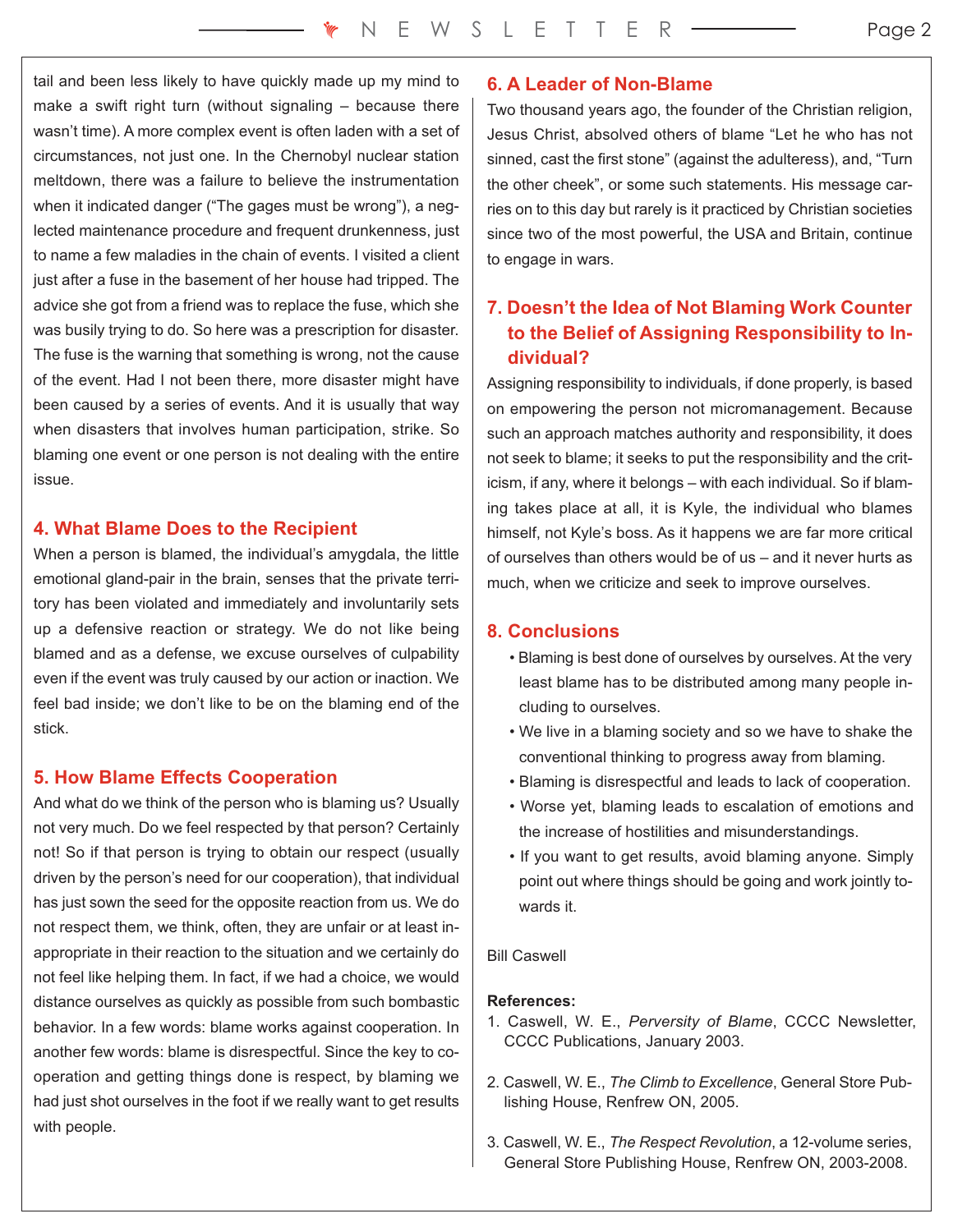tail and been less likely to have quickly made up my mind to make a swift right turn (without signaling – because there wasn't time). A more complex event is often laden with a set of circumstances, not just one. In the Chernobyl nuclear station meltdown, there was a failure to believe the instrumentation when it indicated danger ("The gages must be wrong"), a neglected maintenance procedure and frequent drunkenness, just to name a few maladies in the chain of events. I visited a client just after a fuse in the basement of her house had tripped. The advice she got from a friend was to replace the fuse, which she was busily trying to do. So here was a prescription for disaster. The fuse is the warning that something is wrong, not the cause of the event. Had I not been there, more disaster might have been caused by a series of events. And it is usually that way when disasters that involves human participation, strike. So blaming one event or one person is not dealing with the entire issue.

## 4. What Blame Does to the Recipient

When a person is blamed, the individual's amygdala, the little emotional gland-pair in the brain, senses that the private territory has been violated and immediately and involuntarily sets up a defensive reaction or strategy. We do not like being blamed and as a defense, we excuse ourselves of culpability even if the event was truly caused by our action or inaction. We feel bad inside; we don't like to be on the blaming end of the stick.

## 5. How Blame Effects Cooperation

And what do we think of the person who is blaming us? Usually not very much. Do we feel respected by that person? Certainly not! So if that person is trying to obtain our respect (usually driven by the person's need for our cooperation), that individual has just sown the seed for the opposite reaction from us. We do not respect them, we think, often, they are unfair or at least inappropriate in their reaction to the situation and we certainly do not feel like helping them. In fact, if we had a choice, we would distance ourselves as quickly as possible from such bombastic behavior. In a few words: blame works against cooperation. In another few words: blame is disrespectful. Since the key to cooperation and getting things done is respect, by blaming we had just shot ourselves in the foot if we really want to get results with people.

## 6. A Leader of Non-Blame

Two thousand years ago, the founder of the Christian religion, Jesus Christ, absolved others of blame "Let he who has not sinned, cast the first stone" (against the adulteress), and, "Turn the other cheek", or some such statements. His message carries on to this day but rarely is it practiced by Christian societies since two of the most powerful, the USA and Britain, continue to engage in wars.

## 7. Doesn't the Idea of Not Blaming Work Counter to the Belief of Assigning Responsibility to Individual?

Assigning responsibility to individuals, if done properly, is based on empowering the person not micromanagement. Because such an approach matches authority and responsibility, it does not seek to blame; it seeks to put the responsibility and the criticism, if any, where it belongs – with each individual. So if blaming takes place at all, it is Kyle, the individual who blames himself, not Kyle's boss. As it happens we are far more critical of ourselves than others would be of us – and it never hurts as much, when we criticize and seek to improve ourselves.

## 8. Conclusions

- Blaming is best done of ourselves by ourselves. At the very least blame has to be distributed among many people including to ourselves.
- We live in a blaming society and so we have to shake the conventional thinking to progress away from blaming.
- Blaming is disrespectful and leads to lack of cooperation.
- Worse yet, blaming leads to escalation of emotions and the increase of hostilities and misunderstandings.
- If you want to get results, avoid blaming anyone. Simply point out where things should be going and work jointly towards it.

Bill Caswell

**References:**

1. Caswell, W. E., *Perversity of Blame*, CCCC Newsletter, CCCC Publications, January 2003.
2. Caswell, W. E., *The Climb to Excellence*, General Store Publishing House, Renfrew ON, 2005.
3. Caswell, W. E., *The Respect Revolution*, a 12-volume series, General Store Publishing House, Renfrew ON, 2003-2008.